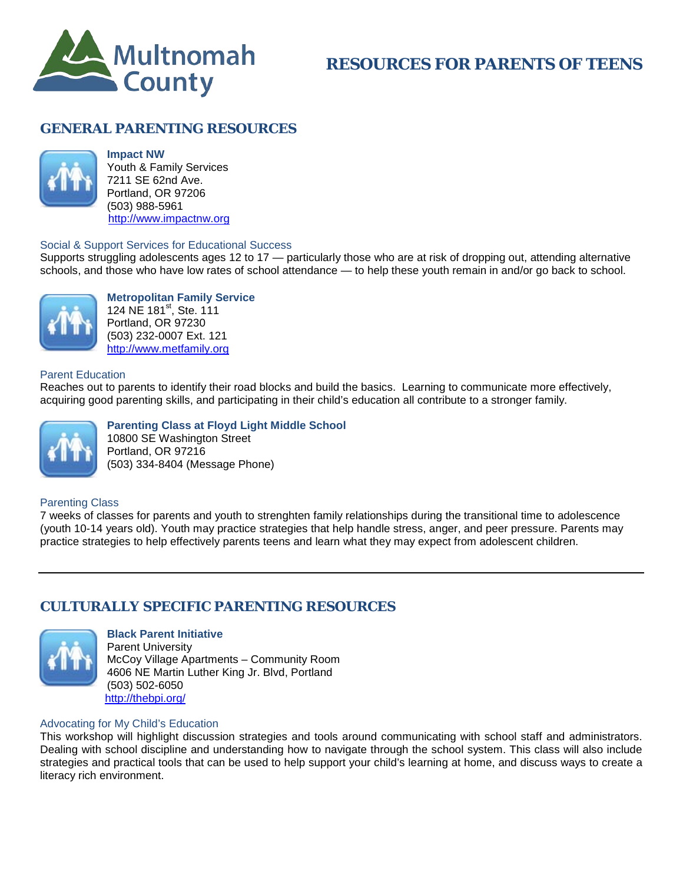Multnomah County

# RESOURCES FOR PARENTS OF TEENS

## GENERAL PARENTING RESOURCES

**Impact NW**
Youth & Family Services
7211 SE 62nd Ave.
Portland, OR 97206
(503) 988-5961
http://www.impactnw.org

### Social & Support Services for Educational Success

Supports struggling adolescents ages 12 to 17 — particularly those who are at risk of dropping out, attending alternative schools, and those who have low rates of school attendance — to help these youth remain in and/or go back to school.

**Metropolitan Family Service**
124 NE 181st, Ste. 111
Portland, OR 97230
(503) 232-0007 Ext. 121
http://www.metfamily.org

### Parent Education

Reaches out to parents to identify their road blocks and build the basics. Learning to communicate more effectively, acquiring good parenting skills, and participating in their child's education all contribute to a stronger family.

**Parenting Class at Floyd Light Middle School**
10800 SE Washington Street
Portland, OR 97216
(503) 334-8404 (Message Phone)

### Parenting Class

7 weeks of classes for parents and youth to strenghten family relationships during the transitional time to adolescence (youth 10-14 years old). Youth may practice strategies that help handle stress, anger, and peer pressure. Parents may practice strategies to help effectively parents teens and learn what they may expect from adolescent children.

---

## CULTURALLY SPECIFIC PARENTING RESOURCES

**Black Parent Initiative**
Parent University
McCoy Village Apartments – Community Room
4606 NE Martin Luther King Jr. Blvd, Portland
(503) 502-6050
http://thebpi.org/

### Advocating for My Child's Education

This workshop will highlight discussion strategies and tools around communicating with school staff and administrators. Dealing with school discipline and understanding how to navigate through the school system. This class will also include strategies and practical tools that can be used to help support your child's learning at home, and discuss ways to create a literacy rich environment.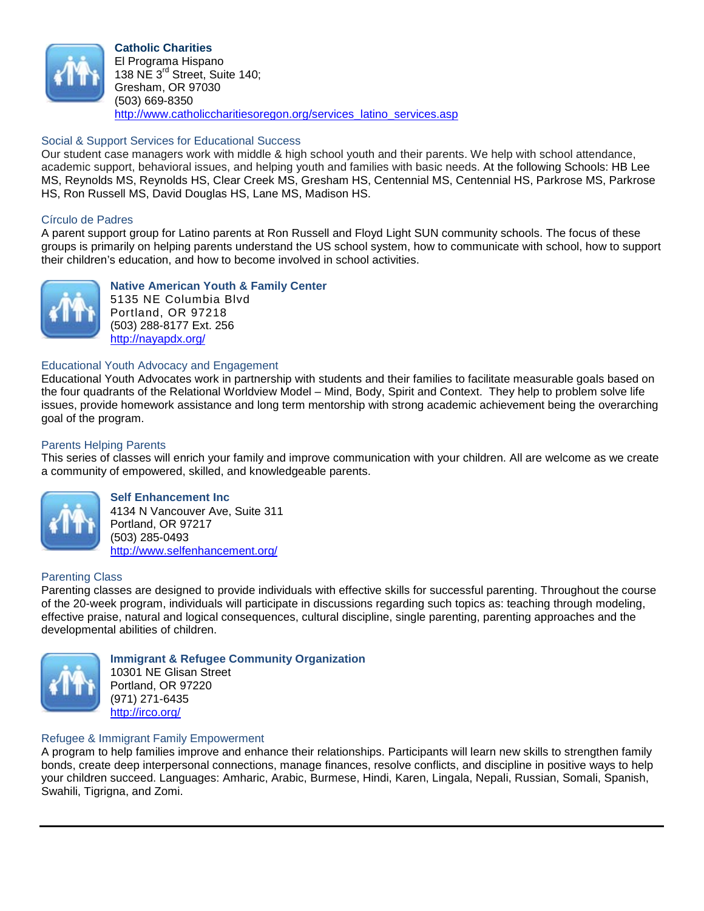**Catholic Charities**
El Programa Hispano
138 NE 3rd Street, Suite 140;
Gresham, OR 97030
(503) 669-8350
http://www.catholiccharitiesoregon.org/services_latino_services.asp

### Social & Support Services for Educational Success

Our student case managers work with middle & high school youth and their parents. We help with school attendance, academic support, behavioral issues, and helping youth and families with basic needs. At the following Schools: HB Lee MS, Reynolds MS, Reynolds HS, Clear Creek MS, Gresham HS, Centennial MS, Centennial HS, Parkrose MS, Parkrose HS, Ron Russell MS, David Douglas HS, Lane MS, Madison HS.

### Círculo de Padres

A parent support group for Latino parents at Ron Russell and Floyd Light SUN community schools. The focus of these groups is primarily on helping parents understand the US school system, how to communicate with school, how to support their children's education, and how to become involved in school activities.

**Native American Youth & Family Center**
5135 NE Columbia Blvd
Portland, OR 97218
(503) 288-8177 Ext. 256
http://nayapdx.org/

### Educational Youth Advocacy and Engagement

Educational Youth Advocates work in partnership with students and their families to facilitate measurable goals based on the four quadrants of the Relational Worldview Model – Mind, Body, Spirit and Context. They help to problem solve life issues, provide homework assistance and long term mentorship with strong academic achievement being the overarching goal of the program.

### Parents Helping Parents

This series of classes will enrich your family and improve communication with your children. All are welcome as we create a community of empowered, skilled, and knowledgeable parents.

**Self Enhancement Inc**
4134 N Vancouver Ave, Suite 311
Portland, OR 97217
(503) 285-0493
http://www.selfenhancement.org/

### Parenting Class

Parenting classes are designed to provide individuals with effective skills for successful parenting. Throughout the course of the 20-week program, individuals will participate in discussions regarding such topics as: teaching through modeling, effective praise, natural and logical consequences, cultural discipline, single parenting, parenting approaches and the developmental abilities of children.

**Immigrant & Refugee Community Organization**
10301 NE Glisan Street
Portland, OR 97220
(971) 271-6435
http://irco.org/

### Refugee & Immigrant Family Empowerment

A program to help families improve and enhance their relationships. Participants will learn new skills to strengthen family bonds, create deep interpersonal connections, manage finances, resolve conflicts, and discipline in positive ways to help your children succeed. Languages: Amharic, Arabic, Burmese, Hindi, Karen, Lingala, Nepali, Russian, Somali, Spanish, Swahili, Tigrigna, and Zomi.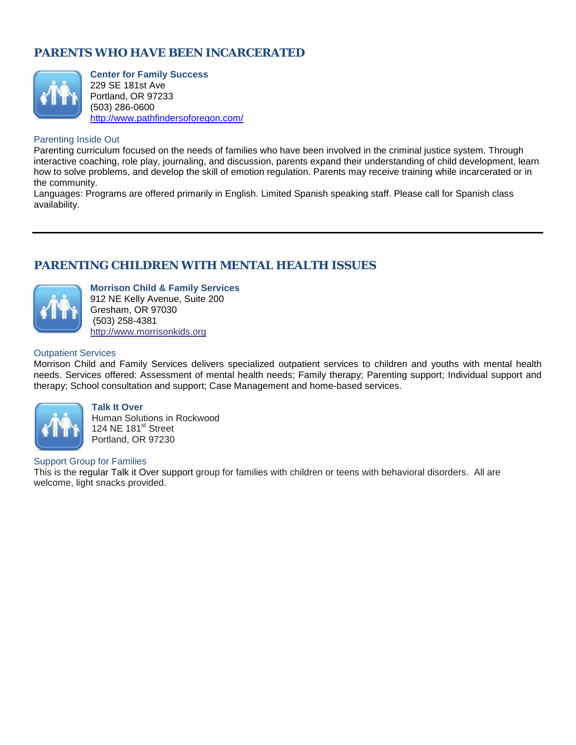## PARENTS WHO HAVE BEEN INCARCERATED

**Center for Family Success**
229 SE 181st Ave
Portland, OR 97233
(503) 286-0600
http://www.pathfindersoforegon.com/

### Parenting Inside Out

Parenting curriculum focused on the needs of families who have been involved in the criminal justice system. Through interactive coaching, role play, journaling, and discussion, parents expand their understanding of child development, learn how to solve problems, and develop the skill of emotion regulation. Parents may receive training while incarcerated or in the community.

Languages: Programs are offered primarily in English. Limited Spanish speaking staff. Please call for Spanish class availability.

---

## PARENTING CHILDREN WITH MENTAL HEALTH ISSUES

**Morrison Child & Family Services**
912 NE Kelly Avenue, Suite 200
Gresham, OR 97030
(503) 258-4381
http://www.morrisonkids.org

### Outpatient Services

Morrison Child and Family Services delivers specialized outpatient services to children and youths with mental health needs. Services offered: Assessment of mental health needs; Family therapy; Parenting support; Individual support and therapy; School consultation and support; Case Management and home-based services.

**Talk It Over**
Human Solutions in Rockwood
124 NE 181st Street
Portland, OR 97230

### Support Group for Families

This is the regular Talk it Over support group for families with children or teens with behavioral disorders. All are welcome, light snacks provided.